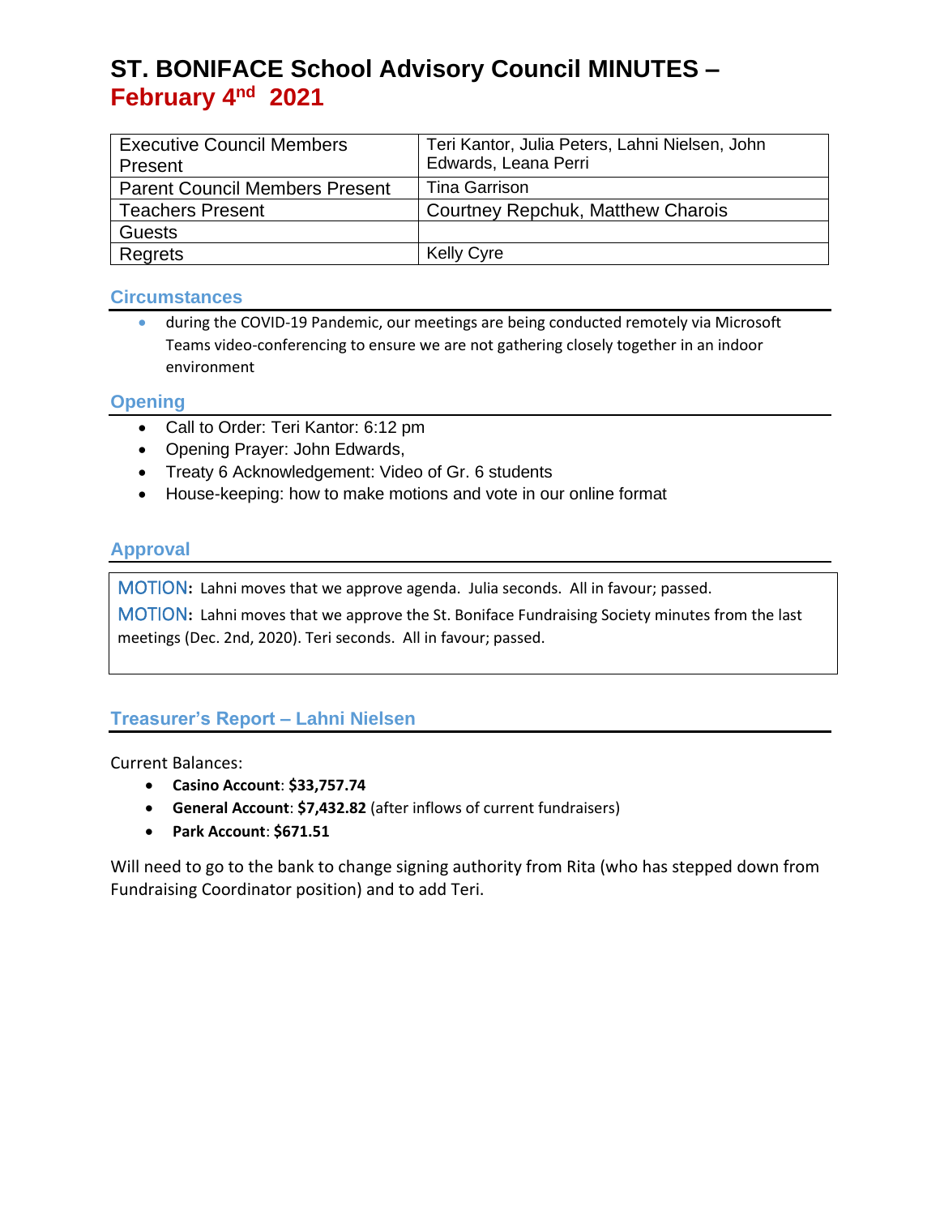# ST. BONIFACE School Advisory Council MINUTES – February 4nd 2021

| | |
|---|---|
| Executive Council Members Present | Teri Kantor, Julia Peters, Lahni Nielsen, John Edwards, Leana Perri |
| Parent Council Members Present | Tina Garrison |
| Teachers Present | Courtney Repchuk, Matthew Charois |
| Guests | |
| Regrets | Kelly Cyre |

## Circumstances

- during the COVID-19 Pandemic, our meetings are being conducted remotely via Microsoft Teams video-conferencing to ensure we are not gathering closely together in an indoor environment

## Opening

- Call to Order: Teri Kantor: 6:12 pm
- Opening Prayer: John Edwards,
- Treaty 6 Acknowledgement: Video of Gr. 6 students
- House-keeping: how to make motions and vote in our online format

## Approval

**MOTION:** Lahni moves that we approve agenda. Julia seconds. All in favour; passed.

**MOTION:** Lahni moves that we approve the St. Boniface Fundraising Society minutes from the last meetings (Dec. 2nd, 2020). Teri seconds. All in favour; passed.

## Treasurer's Report – Lahni Nielsen

Current Balances:

- **Casino Account**: **$33,757.74**
- **General Account**: **$7,432.82** (after inflows of current fundraisers)
- **Park Account**: **$671.51**

Will need to go to the bank to change signing authority from Rita (who has stepped down from Fundraising Coordinator position) and to add Teri.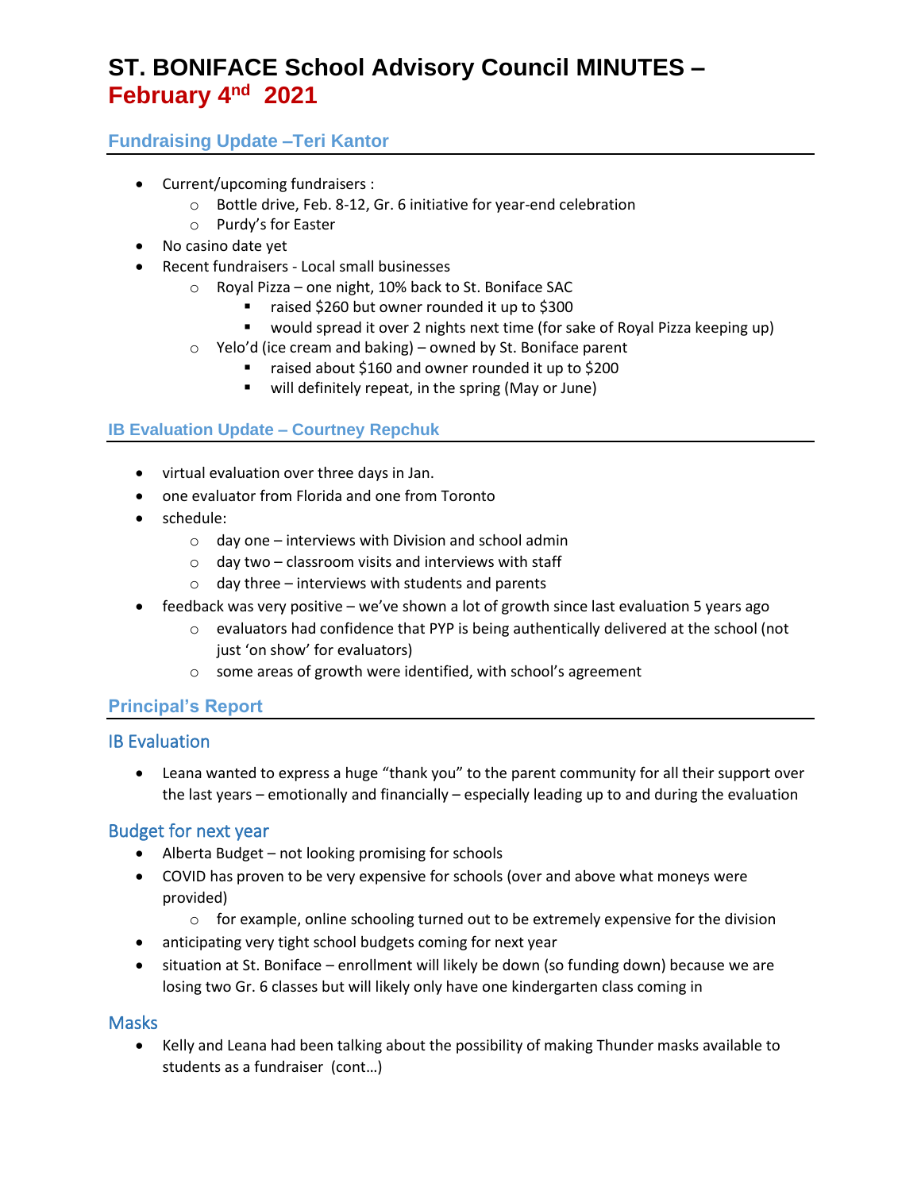# ST. BONIFACE School Advisory Council MINUTES – February 4th 2021

## Fundraising Update –Teri Kantor

- Current/upcoming fundraisers :
  - Bottle drive, Feb. 8-12, Gr. 6 initiative for year-end celebration
  - Purdy's for Easter
- No casino date yet
- Recent fundraisers - Local small businesses
  - Royal Pizza – one night, 10% back to St. Boniface SAC
    - raised $260 but owner rounded it up to $300
    - would spread it over 2 nights next time (for sake of Royal Pizza keeping up)
  - Yelo'd (ice cream and baking) – owned by St. Boniface parent
    - raised about $160 and owner rounded it up to $200
    - will definitely repeat, in the spring (May or June)

## IB Evaluation Update – Courtney Repchuk

- virtual evaluation over three days in Jan.
- one evaluator from Florida and one from Toronto
- schedule:
  - day one – interviews with Division and school admin
  - day two – classroom visits and interviews with staff
  - day three – interviews with students and parents
- feedback was very positive – we've shown a lot of growth since last evaluation 5 years ago
  - evaluators had confidence that PYP is being authentically delivered at the school (not just 'on show' for evaluators)
  - some areas of growth were identified, with school's agreement

## Principal's Report

### IB Evaluation

- Leana wanted to express a huge "thank you" to the parent community for all their support over the last years – emotionally and financially – especially leading up to and during the evaluation

### Budget for next year

- Alberta Budget – not looking promising for schools
- COVID has proven to be very expensive for schools (over and above what moneys were provided)
  - for example, online schooling turned out to be extremely expensive for the division
- anticipating very tight school budgets coming for next year
- situation at St. Boniface – enrollment will likely be down (so funding down) because we are losing two Gr. 6 classes but will likely only have one kindergarten class coming in

### Masks

- Kelly and Leana had been talking about the possibility of making Thunder masks available to students as a fundraiser (cont…)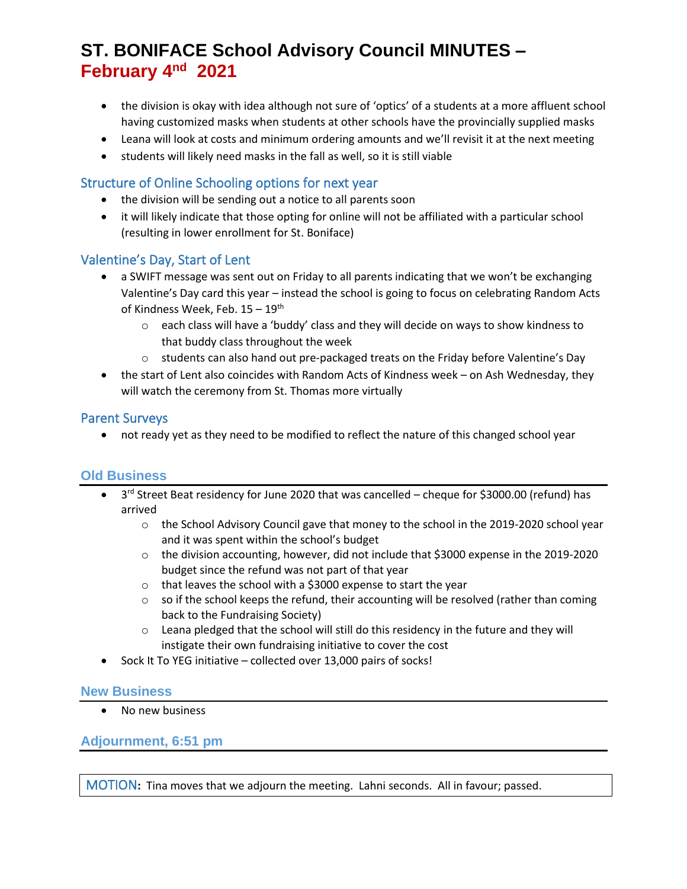# ST. BONIFACE School Advisory Council MINUTES – February 4th 2021

- the division is okay with idea although not sure of 'optics' of a students at a more affluent school having customized masks when students at other schools have the provincially supplied masks
- Leana will look at costs and minimum ordering amounts and we'll revisit it at the next meeting
- students will likely need masks in the fall as well, so it is still viable

### Structure of Online Schooling options for next year

- the division will be sending out a notice to all parents soon
- it will likely indicate that those opting for online will not be affiliated with a particular school (resulting in lower enrollment for St. Boniface)

### Valentine's Day, Start of Lent

- a SWIFT message was sent out on Friday to all parents indicating that we won't be exchanging Valentine's Day card this year – instead the school is going to focus on celebrating Random Acts of Kindness Week, Feb. 15 – 19th
  - each class will have a 'buddy' class and they will decide on ways to show kindness to that buddy class throughout the week
  - students can also hand out pre-packaged treats on the Friday before Valentine's Day
- the start of Lent also coincides with Random Acts of Kindness week – on Ash Wednesday, they will watch the ceremony from St. Thomas more virtually

### Parent Surveys

- not ready yet as they need to be modified to reflect the nature of this changed school year

## Old Business

- 3rd Street Beat residency for June 2020 that was cancelled – cheque for $3000.00 (refund) has arrived
  - the School Advisory Council gave that money to the school in the 2019-2020 school year and it was spent within the school's budget
  - the division accounting, however, did not include that $3000 expense in the 2019-2020 budget since the refund was not part of that year
  - that leaves the school with a $3000 expense to start the year
  - so if the school keeps the refund, their accounting will be resolved (rather than coming back to the Fundraising Society)
  - Leana pledged that the school will still do this residency in the future and they will instigate their own fundraising initiative to cover the cost
- Sock It To YEG initiative – collected over 13,000 pairs of socks!

## New Business

- No new business

## Adjournment, 6:51 pm

MOTION**:** Tina moves that we adjourn the meeting. Lahni seconds. All in favour; passed.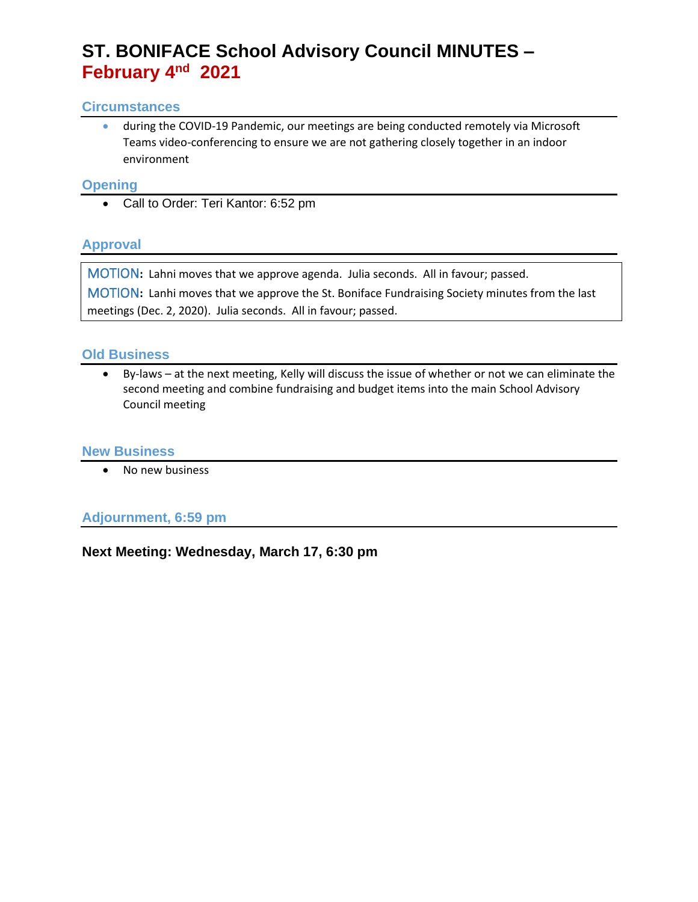# ST. BONIFACE School Advisory Council MINUTES – February 4th 2021

## Circumstances

- during the COVID-19 Pandemic, our meetings are being conducted remotely via Microsoft Teams video-conferencing to ensure we are not gathering closely together in an indoor environment

## Opening

- Call to Order: Teri Kantor: 6:52 pm

## Approval

MOTION**:** Lahni moves that we approve agenda. Julia seconds. All in favour; passed.

MOTION**:** Lanhi moves that we approve the St. Boniface Fundraising Society minutes from the last meetings (Dec. 2, 2020). Julia seconds. All in favour; passed.

## Old Business

- By-laws – at the next meeting, Kelly will discuss the issue of whether or not we can eliminate the second meeting and combine fundraising and budget items into the main School Advisory Council meeting

## New Business

- No new business

## Adjournment, 6:59 pm

**Next Meeting: Wednesday, March 17, 6:30 pm**